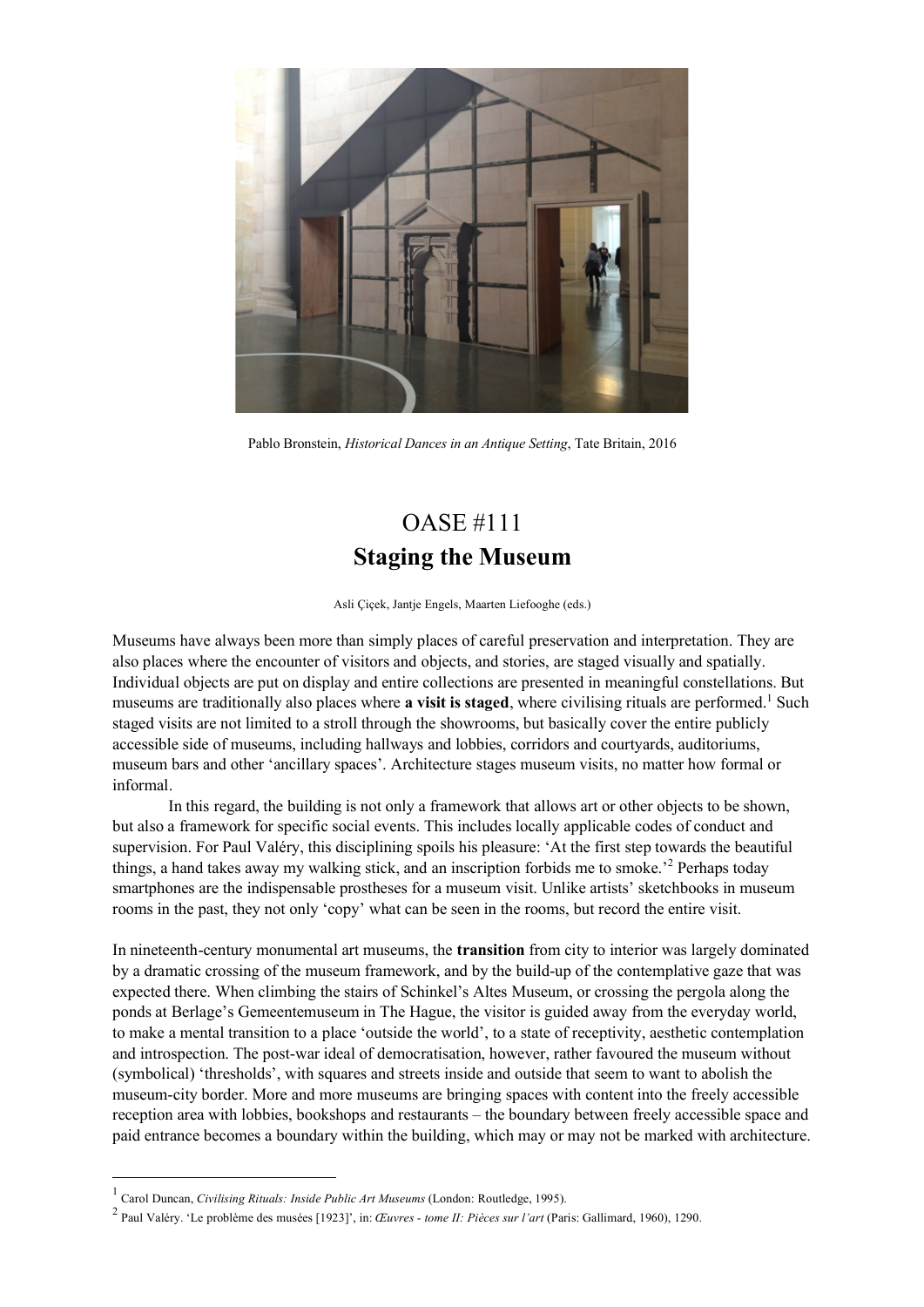Pablo Bronstein, *Historical Dances in an Antique Setting*, Tate Britain, 2016

# OASE #111
## Staging the Museum

Asli Çiçek, Jantje Engels, Maarten Liefooghe (eds.)

Museums have always been more than simply places of careful preservation and interpretation. They are also places where the encounter of visitors and objects, and stories, are staged visually and spatially. Individual objects are put on display and entire collections are presented in meaningful constellations. But museums are traditionally also places where **a visit is staged**, where civilising rituals are performed.[1] Such staged visits are not limited to a stroll through the showrooms, but basically cover the entire publicly accessible side of museums, including hallways and lobbies, corridors and courtyards, auditoriums, museum bars and other 'ancillary spaces'. Architecture stages museum visits, no matter how formal or informal.

In this regard, the building is not only a framework that allows art or other objects to be shown, but also a framework for specific social events. This includes locally applicable codes of conduct and supervision. For Paul Valéry, this disciplining spoils his pleasure: 'At the first step towards the beautiful things, a hand takes away my walking stick, and an inscription forbids me to smoke.'[2] Perhaps today smartphones are the indispensable prostheses for a museum visit. Unlike artists' sketchbooks in museum rooms in the past, they not only 'copy' what can be seen in the rooms, but record the entire visit.

In nineteenth-century monumental art museums, the **transition** from city to interior was largely dominated by a dramatic crossing of the museum framework, and by the build-up of the contemplative gaze that was expected there. When climbing the stairs of Schinkel's Altes Museum, or crossing the pergola along the ponds at Berlage's Gemeentemuseum in The Hague, the visitor is guided away from the everyday world, to make a mental transition to a place 'outside the world', to a state of receptivity, aesthetic contemplation and introspection. The post-war ideal of democratisation, however, rather favoured the museum without (symbolical) 'thresholds', with squares and streets inside and outside that seem to want to abolish the museum-city border. More and more museums are bringing spaces with content into the freely accessible reception area with lobbies, bookshops and restaurants – the boundary between freely accessible space and paid entrance becomes a boundary within the building, which may or may not be marked with architecture.

---

[1] Carol Duncan, *Civilising Rituals: Inside Public Art Museums* (London: Routledge, 1995).

[2] Paul Valéry. 'Le problème des musées [1923]', in: *Œuvres - tome II: Pièces sur l'art* (Paris: Gallimard, 1960), 1290.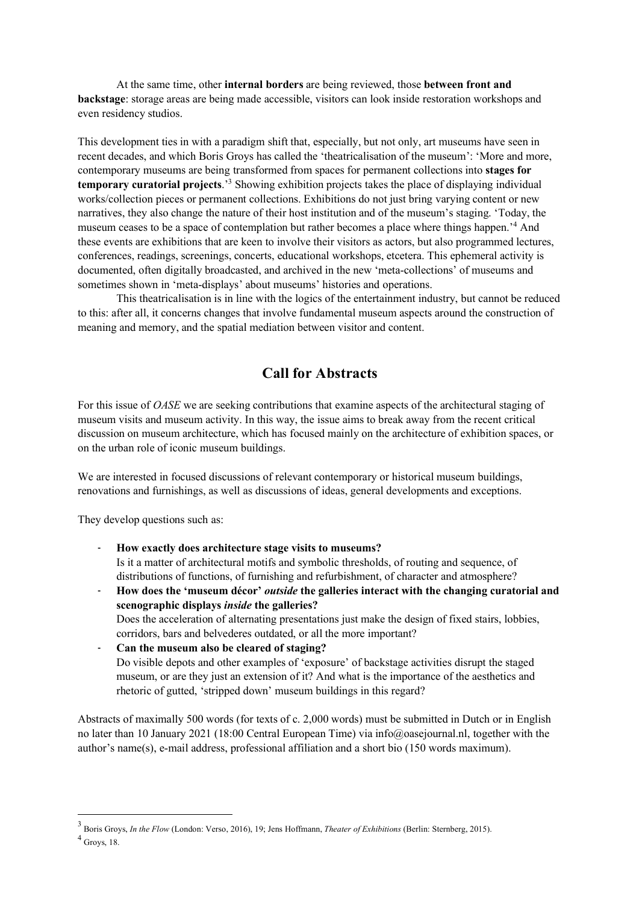At the same time, other **internal borders** are being reviewed, those **between front and backstage**: storage areas are being made accessible, visitors can look inside restoration workshops and even residency studios.

This development ties in with a paradigm shift that, especially, but not only, art museums have seen in recent decades, and which Boris Groys has called the 'theatricalisation of the museum': 'More and more, contemporary museums are being transformed from spaces for permanent collections into **stages for temporary curatorial projects**.'[3] Showing exhibition projects takes the place of displaying individual works/collection pieces or permanent collections. Exhibitions do not just bring varying content or new narratives, they also change the nature of their host institution and of the museum's staging. 'Today, the museum ceases to be a space of contemplation but rather becomes a place where things happen.'[4] And these events are exhibitions that are keen to involve their visitors as actors, but also programmed lectures, conferences, readings, screenings, concerts, educational workshops, etcetera. This ephemeral activity is documented, often digitally broadcasted, and archived in the new 'meta-collections' of museums and sometimes shown in 'meta-displays' about museums' histories and operations.

This theatricalisation is in line with the logics of the entertainment industry, but cannot be reduced to this: after all, it concerns changes that involve fundamental museum aspects around the construction of meaning and memory, and the spatial mediation between visitor and content.

## Call for Abstracts

For this issue of *OASE* we are seeking contributions that examine aspects of the architectural staging of museum visits and museum activity. In this way, the issue aims to break away from the recent critical discussion on museum architecture, which has focused mainly on the architecture of exhibition spaces, or on the urban role of iconic museum buildings.

We are interested in focused discussions of relevant contemporary or historical museum buildings, renovations and furnishings, as well as discussions of ideas, general developments and exceptions.

They develop questions such as:

- **How exactly does architecture stage visits to museums?**
  Is it a matter of architectural motifs and symbolic thresholds, of routing and sequence, of distributions of functions, of furnishing and refurbishment, of character and atmosphere?
- **How does the 'museum décor' *outside* the galleries interact with the changing curatorial and scenographic displays *inside* the galleries?**
  Does the acceleration of alternating presentations just make the design of fixed stairs, lobbies, corridors, bars and belvederes outdated, or all the more important?
- **Can the museum also be cleared of staging?**
  Do visible depots and other examples of 'exposure' of backstage activities disrupt the staged museum, or are they just an extension of it? And what is the importance of the aesthetics and rhetoric of gutted, 'stripped down' museum buildings in this regard?

Abstracts of maximally 500 words (for texts of c. 2,000 words) must be submitted in Dutch or in English no later than 10 January 2021 (18:00 Central European Time) via info@oasejournal.nl, together with the author's name(s), e-mail address, professional affiliation and a short bio (150 words maximum).

---

[3] Boris Groys, *In the Flow* (London: Verso, 2016), 19; Jens Hoffmann, *Theater of Exhibitions* (Berlin: Sternberg, 2015).

[4] Groys, 18.